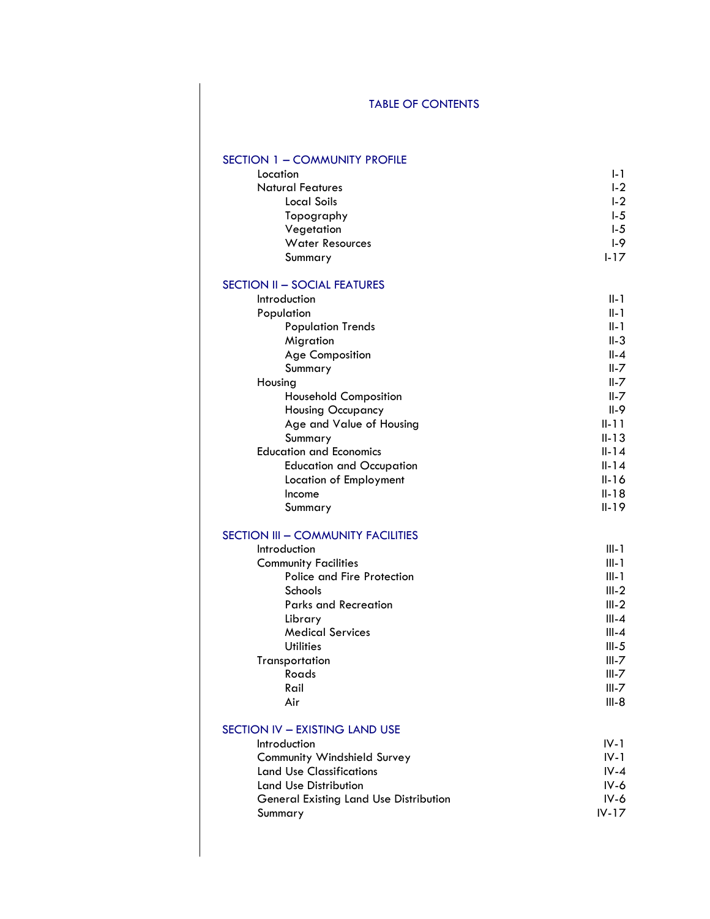# TABLE OF CONTENTS

| | |
|---|---|
| **SECTION 1 – COMMUNITY PROFILE** | |
| Location | I-1 |
| Natural Features | I-2 |
| Local Soils | I-2 |
| Topography | I-5 |
| Vegetation | I-5 |
| Water Resources | I-9 |
| Summary | I-17 |
| **SECTION II – SOCIAL FEATURES** | |
| Introduction | II-1 |
| Population | II-1 |
| Population Trends | II-1 |
| Migration | II-3 |
| Age Composition | II-4 |
| Summary | II-7 |
| Housing | II-7 |
| Household Composition | II-7 |
| Housing Occupancy | II-9 |
| Age and Value of Housing | II-11 |
| Summary | II-13 |
| Education and Economics | II-14 |
| Education and Occupation | II-14 |
| Location of Employment | II-16 |
| Income | II-18 |
| Summary | II-19 |
| **SECTION III – COMMUNITY FACILITIES** | |
| Introduction | III-1 |
| Community Facilities | III-1 |
| Police and Fire Protection | III-1 |
| Schools | III-2 |
| Parks and Recreation | III-2 |
| Library | III-4 |
| Medical Services | III-4 |
| Utilities | III-5 |
| Transportation | III-7 |
| Roads | III-7 |
| Rail | III-7 |
| Air | III-8 |
| **SECTION IV – EXISTING LAND USE** | |
| Introduction | IV-1 |
| Community Windshield Survey | IV-1 |
| Land Use Classifications | IV-4 |
| Land Use Distribution | IV-6 |
| General Existing Land Use Distribution | IV-6 |
| Summary | IV-17 |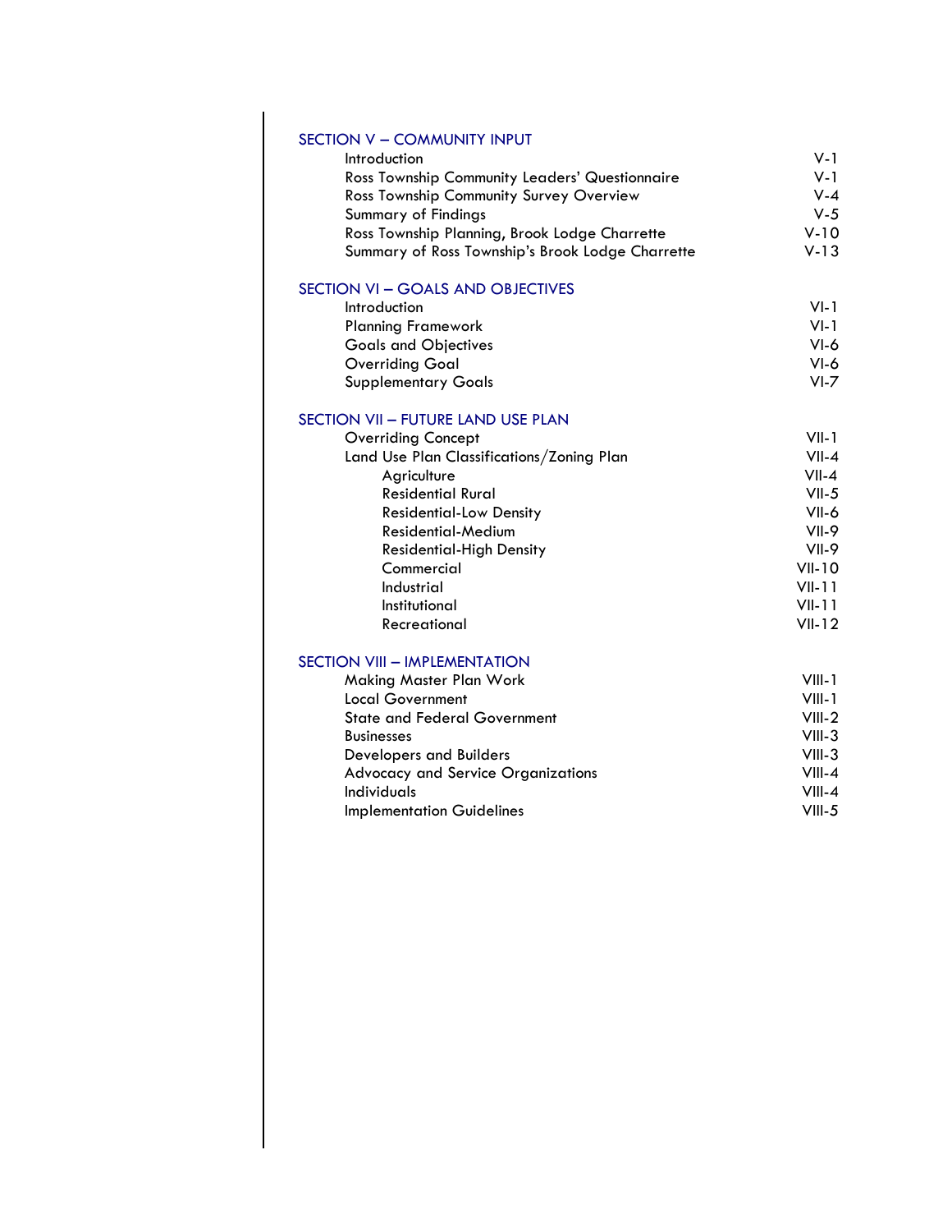| | |
|---|---|
| **SECTION V – COMMUNITY INPUT** | |
| Introduction | V-1 |
| Ross Township Community Leaders' Questionnaire | V-1 |
| Ross Township Community Survey Overview | V-4 |
| Summary of Findings | V-5 |
| Ross Township Planning, Brook Lodge Charrette | V-10 |
| Summary of Ross Township's Brook Lodge Charrette | V-13 |
| **SECTION VI – GOALS AND OBJECTIVES** | |
| Introduction | VI-1 |
| Planning Framework | VI-1 |
| Goals and Objectives | VI-6 |
| Overriding Goal | VI-6 |
| Supplementary Goals | VI-7 |
| **SECTION VII – FUTURE LAND USE PLAN** | |
| Overriding Concept | VII-1 |
| Land Use Plan Classifications/Zoning Plan | VII-4 |
| Agriculture | VII-4 |
| Residential Rural | VII-5 |
| Residential-Low Density | VII-6 |
| Residential-Medium | VII-9 |
| Residential-High Density | VII-9 |
| Commercial | VII-10 |
| Industrial | VII-11 |
| Institutional | VII-11 |
| Recreational | VII-12 |
| **SECTION VIII – IMPLEMENTATION** | |
| Making Master Plan Work | VIII-1 |
| Local Government | VIII-1 |
| State and Federal Government | VIII-2 |
| Businesses | VIII-3 |
| Developers and Builders | VIII-3 |
| Advocacy and Service Organizations | VIII-4 |
| Individuals | VIII-4 |
| Implementation Guidelines | VIII-5 |